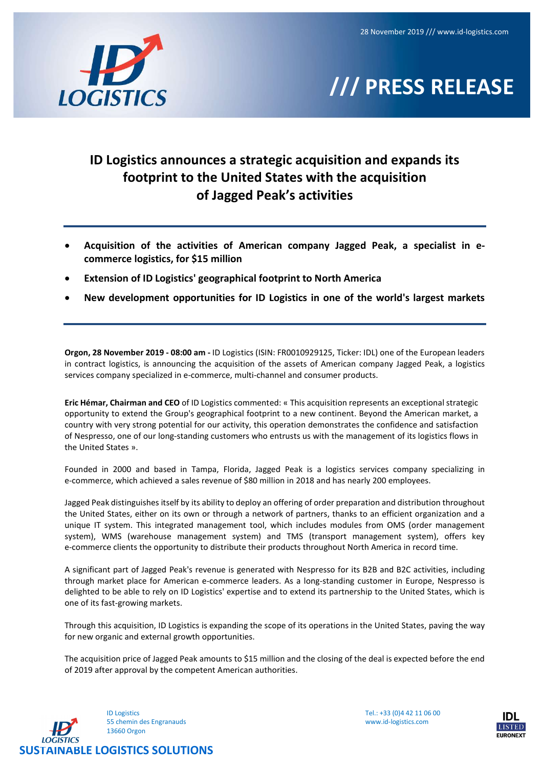28 November 2019 /// www.id-logistics.com

# /// PRESS RELEASE

## ID Logistics announces a strategic acquisition and expands its footprint to the United States with the acquisition of Jagged Peak's activities

- **Acquisition of the activities of American company Jagged Peak, a specialist in e-commerce logistics, for $15 million**
- **Extension of ID Logistics' geographical footprint to North America**
- **New development opportunities for ID Logistics in one of the world's largest markets**

**Orgon, 28 November 2019 - 08:00 am -** ID Logistics (ISIN: FR0010929125, Ticker: IDL) one of the European leaders in contract logistics, is announcing the acquisition of the assets of American company Jagged Peak, a logistics services company specialized in e-commerce, multi-channel and consumer products.

**Eric Hémar, Chairman and CEO** of ID Logistics commented: « This acquisition represents an exceptional strategic opportunity to extend the Group's geographical footprint to a new continent. Beyond the American market, a country with very strong potential for our activity, this operation demonstrates the confidence and satisfaction of Nespresso, one of our long-standing customers who entrusts us with the management of its logistics flows in the United States ».

Founded in 2000 and based in Tampa, Florida, Jagged Peak is a logistics services company specializing in e-commerce, which achieved a sales revenue of $80 million in 2018 and has nearly 200 employees.

Jagged Peak distinguishes itself by its ability to deploy an offering of order preparation and distribution throughout the United States, either on its own or through a network of partners, thanks to an efficient organization and a unique IT system. This integrated management tool, which includes modules from OMS (order management system), WMS (warehouse management system) and TMS (transport management system), offers key e-commerce clients the opportunity to distribute their products throughout North America in record time.

A significant part of Jagged Peak's revenue is generated with Nespresso for its B2B and B2C activities, including through market place for American e-commerce leaders. As a long-standing customer in Europe, Nespresso is delighted to be able to rely on ID Logistics' expertise and to extend its partnership to the United States, which is one of its fast-growing markets.

Through this acquisition, ID Logistics is expanding the scope of its operations in the United States, paving the way for new organic and external growth opportunities.

The acquisition price of Jagged Peak amounts to $15 million and the closing of the deal is expected before the end of 2019 after approval by the competent American authorities.

ID Logistics
55 chemin des Engranauds
13660 Orgon

Tel.: +33 (0)4 42 11 06 00
www.id-logistics.com

SUSTAINABLE LOGISTICS SOLUTIONS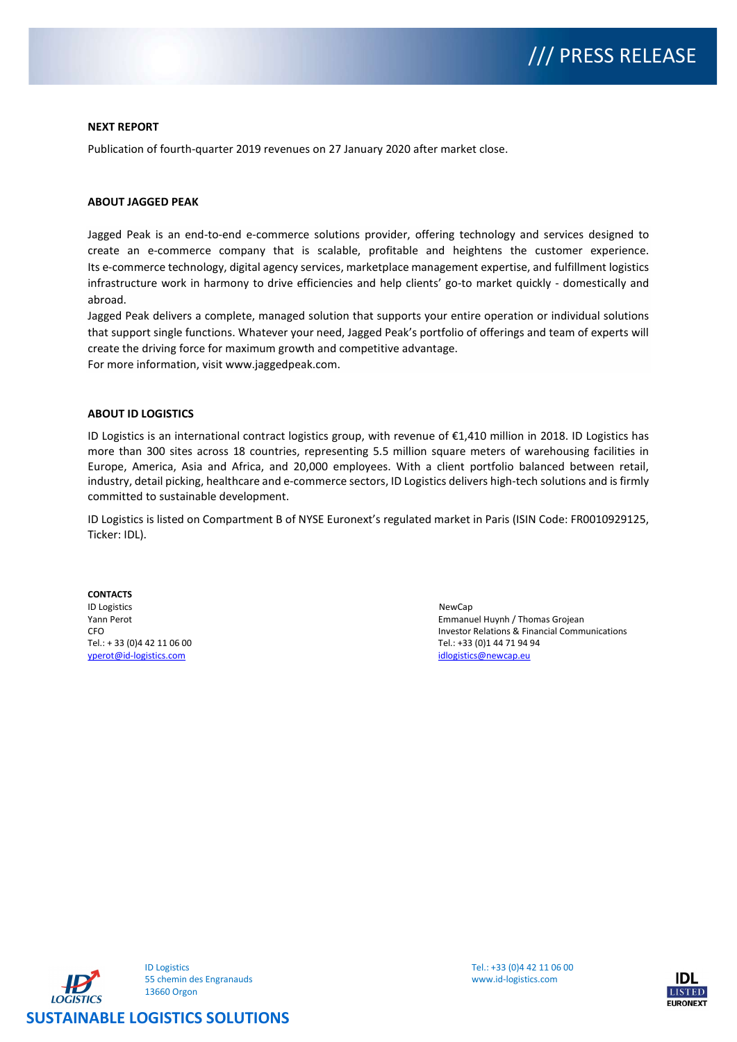**NEXT REPORT**

Publication of fourth-quarter 2019 revenues on 27 January 2020 after market close.

**ABOUT JAGGED PEAK**

Jagged Peak is an end-to-end e-commerce solutions provider, offering technology and services designed to create an e-commerce company that is scalable, profitable and heightens the customer experience. Its e-commerce technology, digital agency services, marketplace management expertise, and fulfillment logistics infrastructure work in harmony to drive efficiencies and help clients' go-to market quickly - domestically and abroad.

Jagged Peak delivers a complete, managed solution that supports your entire operation or individual solutions that support single functions. Whatever your need, Jagged Peak's portfolio of offerings and team of experts will create the driving force for maximum growth and competitive advantage.

For more information, visit www.jaggedpeak.com.

**ABOUT ID LOGISTICS**

ID Logistics is an international contract logistics group, with revenue of €1,410 million in 2018. ID Logistics has more than 300 sites across 18 countries, representing 5.5 million square meters of warehousing facilities in Europe, America, Asia and Africa, and 20,000 employees. With a client portfolio balanced between retail, industry, detail picking, healthcare and e-commerce sectors, ID Logistics delivers high-tech solutions and is firmly committed to sustainable development.

ID Logistics is listed on Compartment B of NYSE Euronext's regulated market in Paris (ISIN Code: FR0010929125, Ticker: IDL).

**CONTACTS**

ID Logistics
Yann Perot
CFO
Tel.: + 33 (0)4 42 11 06 00
yperot@id-logistics.com

NewCap
Emmanuel Huynh / Thomas Grojean
Investor Relations & Financial Communications
Tel.: +33 (0)1 44 71 94 94
idlogistics@newcap.eu